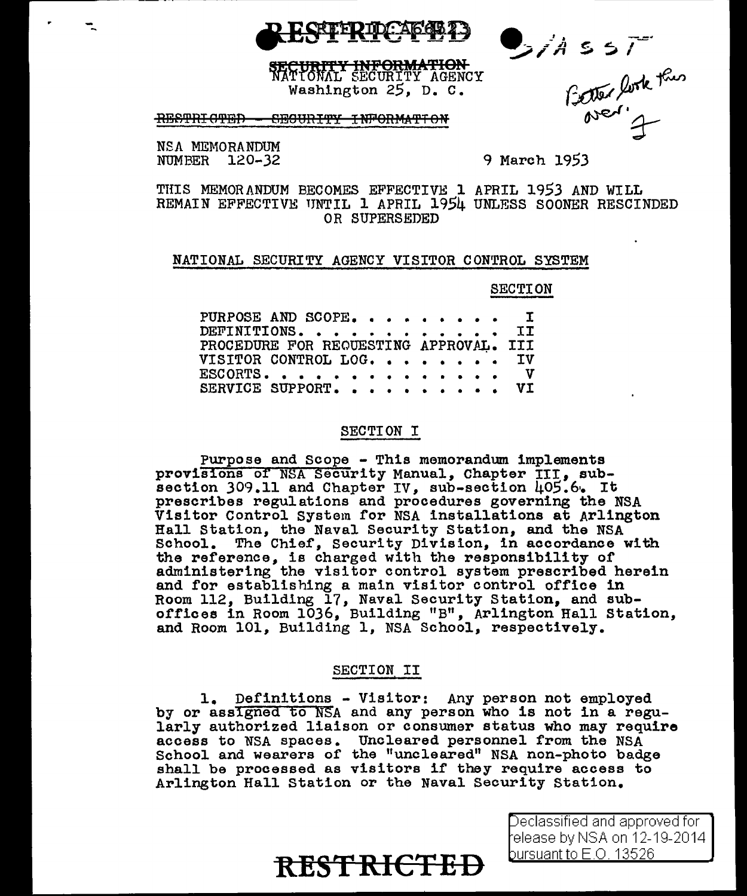RESTRICTED

~~SECURITY INFORMATION~~
NATIONAL SECURITY AGENCY
Washington 25, D. C.

~~RESTRICTED - SECURITY INFORMATION~~

S/ASST

Better look this over. J

NSA MEMORANDUM
NUMBER 120-32

9 March 1953

THIS MEMORANDUM BECOMES EFFECTIVE 1 APRIL 1953 AND WILL REMAIN EFFECTIVE UNTIL 1 APRIL 1954 UNLESS SOONER RESCINDED OR SUPERSEDED

## NATIONAL SECURITY AGENCY VISITOR CONTROL SYSTEM

| | SECTION |
|---|---|
| PURPOSE AND SCOPE. . . . . . . . . . | I |
| DEFINITIONS. . . . . . . . . . . . . | II |
| PROCEDURE FOR REQUESTING APPROVAL. | III |
| VISITOR CONTROL LOG. . . . . . . . . | IV |
| ESCORTS. . . . . . . . . . . . . . . | V |
| SERVICE SUPPORT. . . . . . . . . . . | VI |

### SECTION I

Purpose and Scope - This memorandum implements provisions of NSA Security Manual, Chapter III, sub-section 309.11 and Chapter IV, sub-section 405.6. It prescribes regulations and procedures governing the NSA Visitor Control System for NSA installations at Arlington Hall Station, the Naval Security Station, and the NSA School. The Chief, Security Division, in accordance with the reference, is charged with the responsibility of administering the visitor control system prescribed herein and for establishing a main visitor control office in Room 112, Building 17, Naval Security Station, and sub-offices in Room 1036, Building "B", Arlington Hall Station, and Room 101, Building 1, NSA School, respectively.

### SECTION II

1. Definitions - Visitor: Any person not employed by or assigned to NSA and any person who is not in a regularly authorized liaison or consumer status who may require access to NSA spaces. Uncleared personnel from the NSA School and wearers of the "uncleared" NSA non-photo badge shall be processed as visitors if they require access to Arlington Hall Station or the Naval Security Station.

Declassified and approved for release by NSA on 12-19-2014 pursuant to E.O. 13526

RESTRICTED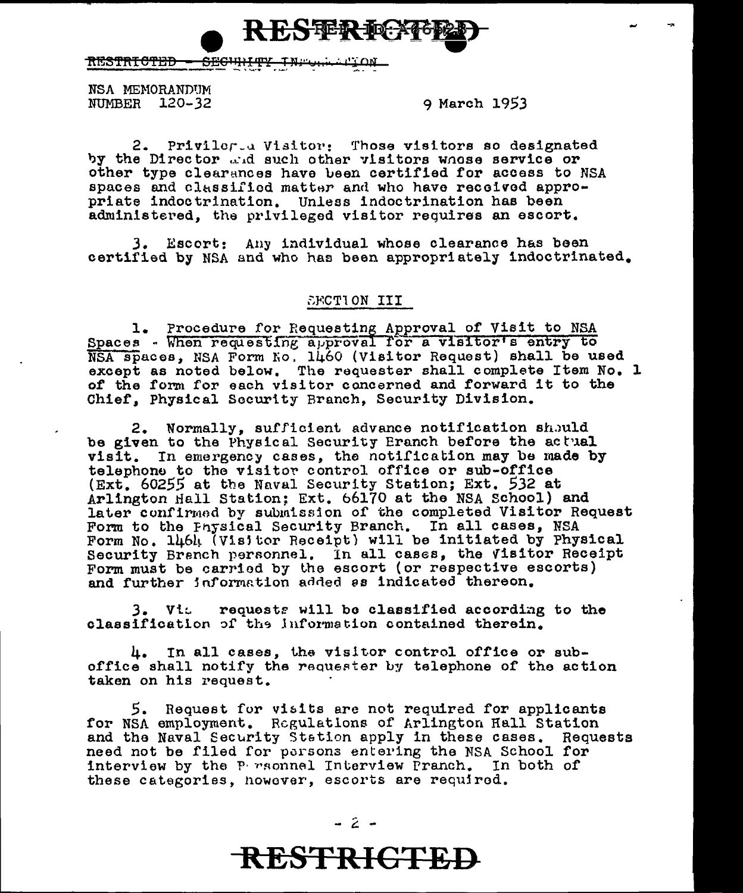RESTRICTED - SECURITY INFORMATION

NSA MEMORANDUM
NUMBER 120-32

9 March 1953

2. Privileged Visitor: Those visitors so designated by the Director and such other visitors whose service or other type clearances have been certified for access to NSA spaces and classified matter and who have received appropriate indoctrination. Unless indoctrination has been administered, the privileged visitor requires an escort.

3. Escort: Any individual whose clearance has been certified by NSA and who has been appropriately indoctrinated.

## SECTION III

1. Procedure for Requesting Approval of Visit to NSA Spaces - When requesting approval for a visitor's entry to NSA spaces, NSA Form No. 1460 (Visitor Request) shall be used except as noted below. The requester shall complete Item No. 1 of the form for each visitor concerned and forward it to the Chief, Physical Security Branch, Security Division.

2. Normally, sufficient advance notification should be given to the Physical Security Branch before the actual visit. In emergency cases, the notification may be made by telephone to the visitor control office or sub-office (Ext. 60255 at the Naval Security Station; Ext. 532 at Arlington Hall Station; Ext. 66170 at the NSA School) and later confirmed by submission of the completed Visitor Request Form to the Physical Security Branch. In all cases, NSA Form No. 1464 (Visitor Receipt) will be initiated by Physical Security Branch personnel. In all cases, the Visitor Receipt Form must be carried by the escort (or respective escorts) and further information added as indicated thereon.

3. Visit requests will be classified according to the classification of the information contained therein.

4. In all cases, the visitor control office or sub-office shall notify the requester by telephone of the action taken on his request.

5. Request for visits are not required for applicants for NSA employment. Regulations of Arlington Hall Station and the Naval Security Station apply in these cases. Requests need not be filed for persons entering the NSA School for interview by the Personnel Interview Branch. In both of these categories, however, escorts are required.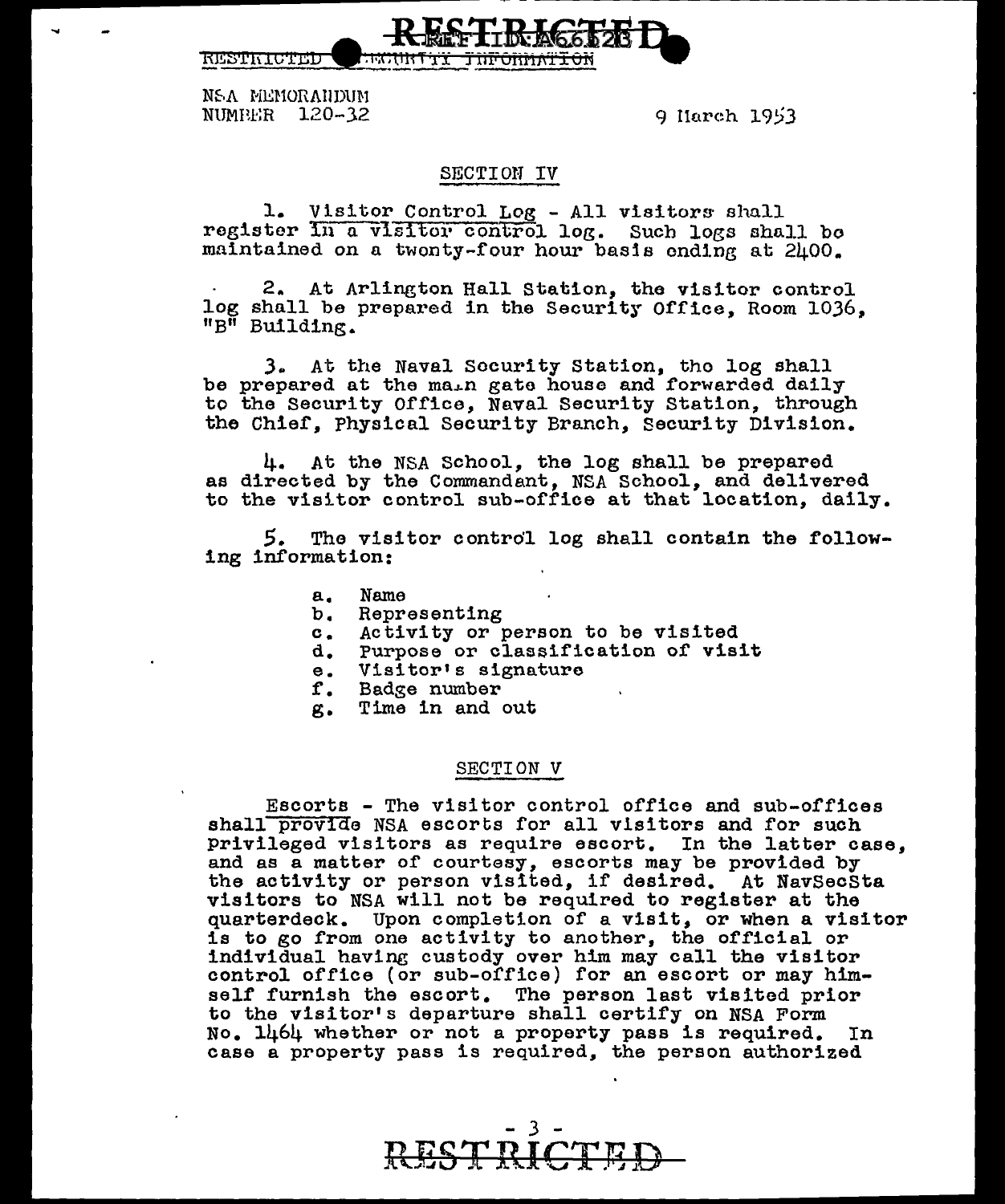NSA MEMORANDUM
NUMBER 120-32

9 March 1953

## SECTION IV

1. Visitor Control Log - All visitors shall register in a visitor control log. Such logs shall be maintained on a twenty-four hour basis ending at 2400.

2. At Arlington Hall Station, the visitor control log shall be prepared in the Security Office, Room 1036, "B" Building.

3. At the Naval Security Station, the log shall be prepared at the main gate house and forwarded daily to the Security Office, Naval Security Station, through the Chief, Physical Security Branch, Security Division.

4. At the NSA School, the log shall be prepared as directed by the Commandant, NSA School, and delivered to the visitor control sub-office at that location, daily.

5. The visitor control log shall contain the following information:

   a. Name
   b. Representing
   c. Activity or person to be visited
   d. Purpose or classification of visit
   e. Visitor's signature
   f. Badge number
   g. Time in and out

## SECTION V

Escorts - The visitor control office and sub-offices shall provide NSA escorts for all visitors and for such privileged visitors as require escort. In the latter case, and as a matter of courtesy, escorts may be provided by the activity or person visited, if desired. At NavSecSta visitors to NSA will not be required to register at the quarterdeck. Upon completion of a visit, or when a visitor is to go from one activity to another, the official or individual having custody over him may call the visitor control office (or sub-office) for an escort or may himself furnish the escort. The person last visited prior to the visitor's departure shall certify on NSA Form No. 1464 whether or not a property pass is required. In case a property pass is required, the person authorized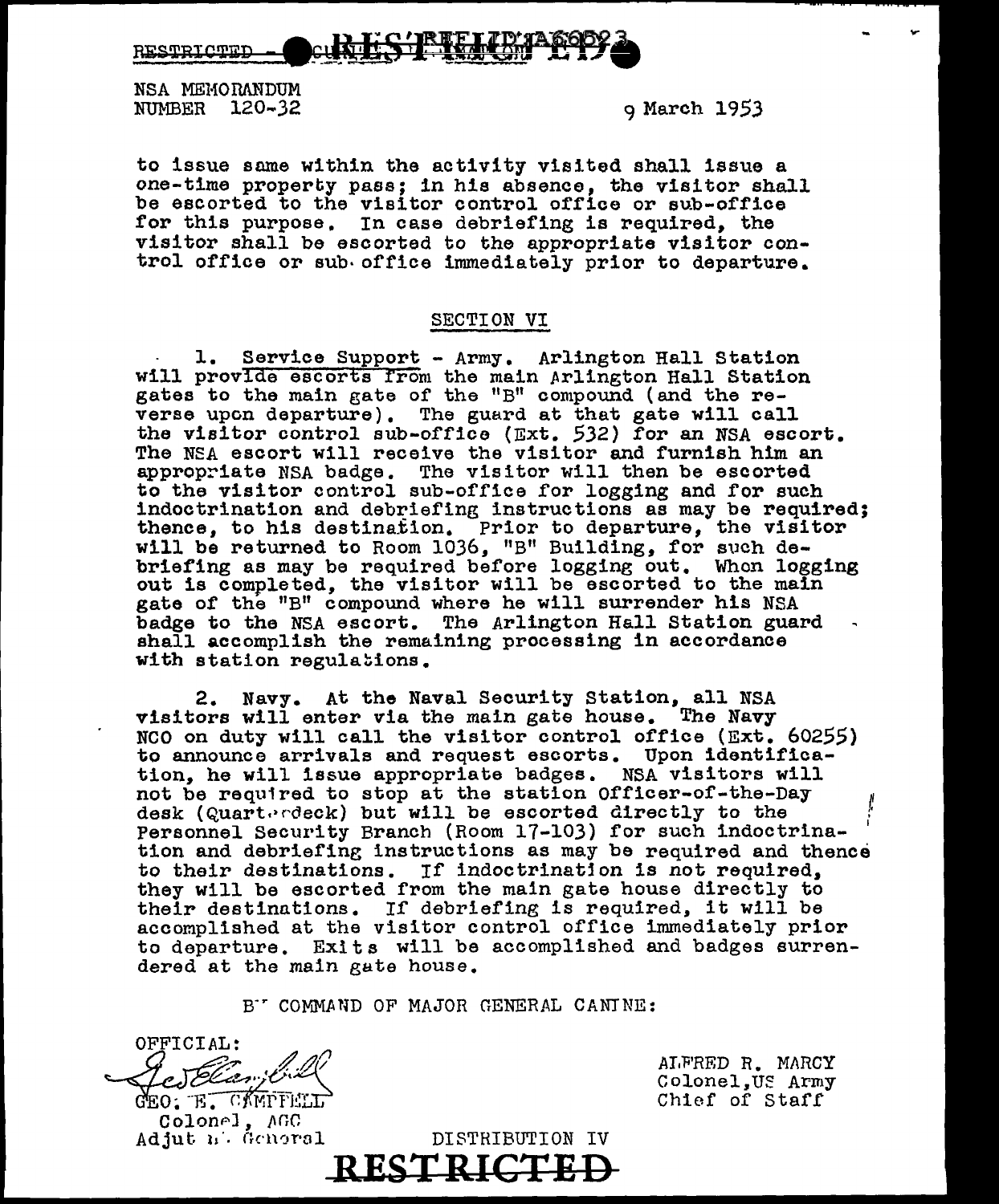NSA MEMORANDUM
NUMBER 120-32

9 March 1953

to issue same within the activity visited shall issue a one-time property pass; in his absence, the visitor shall be escorted to the visitor control office or sub-office for this purpose. In case debriefing is required, the visitor shall be escorted to the appropriate visitor control office or sub-office immediately prior to departure.

## SECTION VI

1. Service Support - Army. Arlington Hall Station will provide escorts from the main Arlington Hall Station gates to the main gate of the "B" compound (and the reverse upon departure). The guard at that gate will call the visitor control sub-office (Ext. 532) for an NSA escort. The NSA escort will receive the visitor and furnish him an appropriate NSA badge. The visitor will then be escorted to the visitor control sub-office for logging and for such indoctrination and debriefing instructions as may be required; thence, to his destination. Prior to departure, the visitor will be returned to Room 1036, "B" Building, for such debriefing as may be required before logging out. When logging out is completed, the visitor will be escorted to the main gate of the "B" compound where he will surrender his NSA badge to the NSA escort. The Arlington Hall Station guard shall accomplish the remaining processing in accordance with station regulations.

2. Navy. At the Naval Security Station, all NSA visitors will enter via the main gate house. The Navy NCO on duty will call the visitor control office (Ext. 60255) to announce arrivals and request escorts. Upon identification, he will issue appropriate badges. NSA visitors will not be required to stop at the station Officer-of-the-Day desk (Quarterdeck) but will be escorted directly to the Personnel Security Branch (Room 17-103) for such indoctrination and debriefing instructions as may be required and thence to their destinations. If indoctrination is not required, they will be escorted from the main gate house directly to their destinations. If debriefing is required, it will be accomplished at the visitor control office immediately prior to departure. Exits will be accomplished and badges surrendered at the main gate house.

BY COMMAND OF MAJOR GENERAL CANINE:

OFFICIAL:

GEO. E. CAMPBELL
Colonel, AGC
Adjutant General

ALFRED R. MARCY
Colonel, US Army
Chief of Staff

DISTRIBUTION IV

RESTRICTED